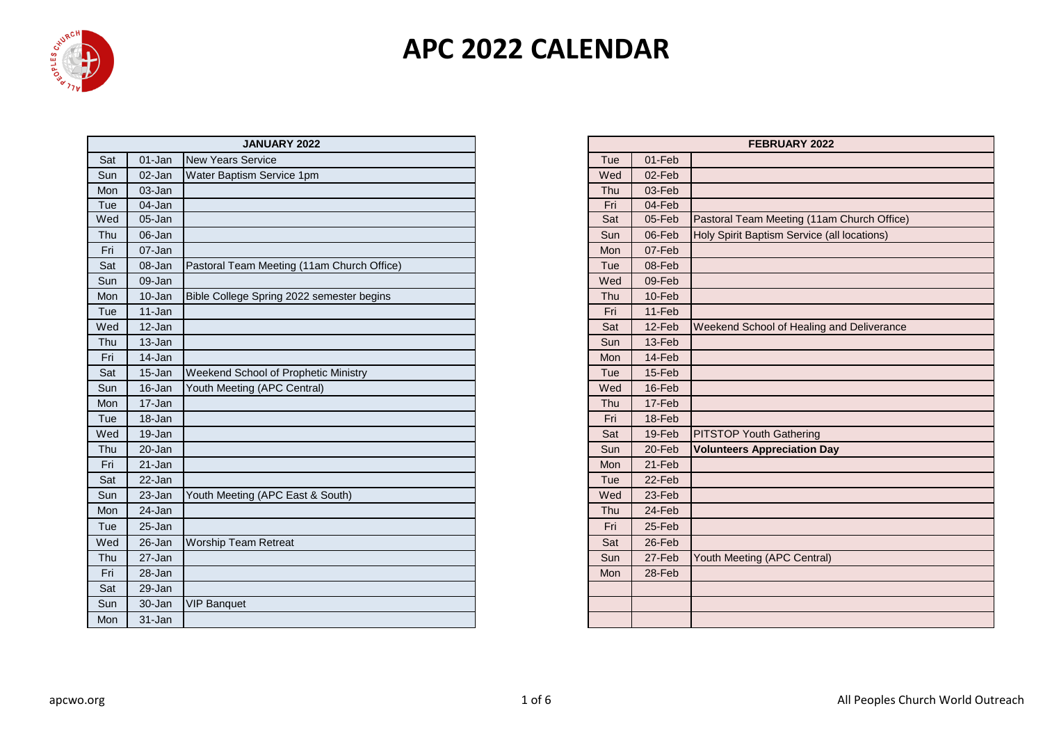# APC 2022 CALENDAR

| JANUARY 2022 | | |
|---|---|---|
| Sat | 01-Jan | New Years Service |
| Sun | 02-Jan | Water Baptism Service 1pm |
| Mon | 03-Jan | |
| Tue | 04-Jan | |
| Wed | 05-Jan | |
| Thu | 06-Jan | |
| Fri | 07-Jan | |
| Sat | 08-Jan | Pastoral Team Meeting (11am Church Office) |
| Sun | 09-Jan | |
| Mon | 10-Jan | Bible College Spring 2022 semester begins |
| Tue | 11-Jan | |
| Wed | 12-Jan | |
| Thu | 13-Jan | |
| Fri | 14-Jan | |
| Sat | 15-Jan | Weekend School of Prophetic Ministry |
| Sun | 16-Jan | Youth Meeting (APC Central) |
| Mon | 17-Jan | |
| Tue | 18-Jan | |
| Wed | 19-Jan | |
| Thu | 20-Jan | |
| Fri | 21-Jan | |
| Sat | 22-Jan | |
| Sun | 23-Jan | Youth Meeting (APC East & South) |
| Mon | 24-Jan | |
| Tue | 25-Jan | |
| Wed | 26-Jan | Worship Team Retreat |
| Thu | 27-Jan | |
| Fri | 28-Jan | |
| Sat | 29-Jan | |
| Sun | 30-Jan | VIP Banquet |
| Mon | 31-Jan | |

| FEBRUARY 2022 | | |
|---|---|---|
| Tue | 01-Feb | |
| Wed | 02-Feb | |
| Thu | 03-Feb | |
| Fri | 04-Feb | |
| Sat | 05-Feb | Pastoral Team Meeting (11am Church Office) |
| Sun | 06-Feb | Holy Spirit Baptism Service (all locations) |
| Mon | 07-Feb | |
| Tue | 08-Feb | |
| Wed | 09-Feb | |
| Thu | 10-Feb | |
| Fri | 11-Feb | |
| Sat | 12-Feb | Weekend School of Healing and Deliverance |
| Sun | 13-Feb | |
| Mon | 14-Feb | |
| Tue | 15-Feb | |
| Wed | 16-Feb | |
| Thu | 17-Feb | |
| Fri | 18-Feb | |
| Sat | 19-Feb | PITSTOP Youth Gathering |
| Sun | 20-Feb | **Volunteers Appreciation Day** |
| Mon | 21-Feb | |
| Tue | 22-Feb | |
| Wed | 23-Feb | |
| Thu | 24-Feb | |
| Fri | 25-Feb | |
| Sat | 26-Feb | |
| Sun | 27-Feb | Youth Meeting (APC Central) |
| Mon | 28-Feb | |
| | | |
| | | |

apcwo.org

All Peoples Church World Outreach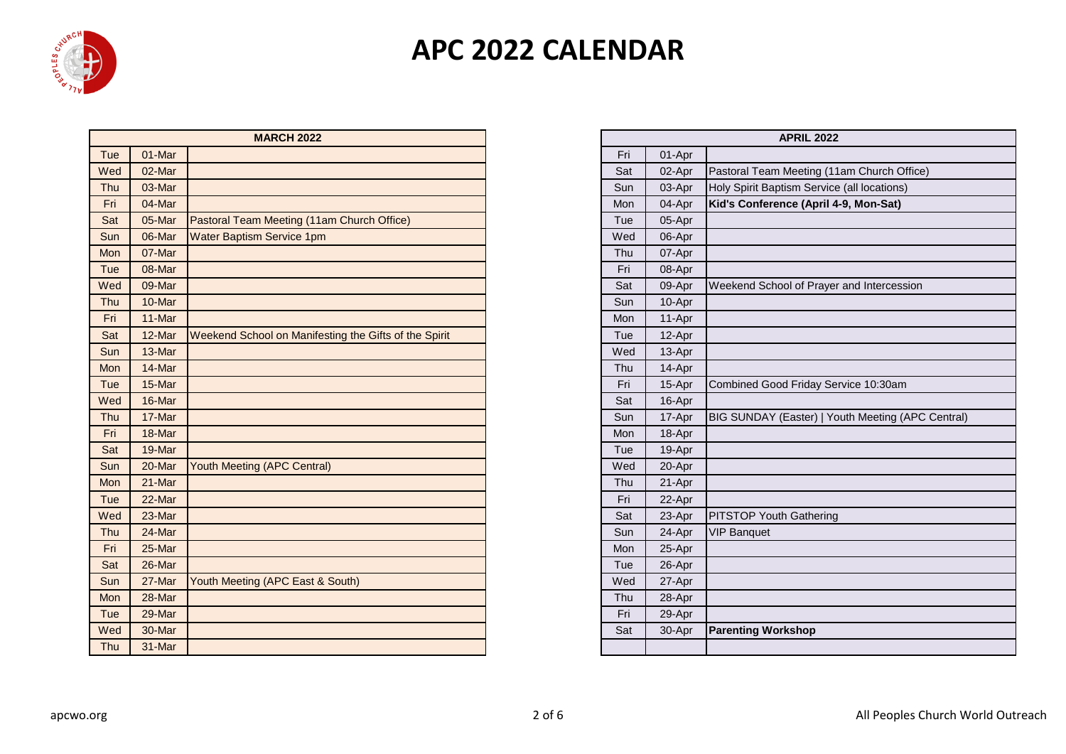# APC 2022 CALENDAR

| MARCH 2022 | | |
|---|---|---|
| Tue | 01-Mar | |
| Wed | 02-Mar | |
| Thu | 03-Mar | |
| Fri | 04-Mar | |
| Sat | 05-Mar | Pastoral Team Meeting (11am Church Office) |
| Sun | 06-Mar | Water Baptism Service 1pm |
| Mon | 07-Mar | |
| Tue | 08-Mar | |
| Wed | 09-Mar | |
| Thu | 10-Mar | |
| Fri | 11-Mar | |
| Sat | 12-Mar | Weekend School on Manifesting the Gifts of the Spirit |
| Sun | 13-Mar | |
| Mon | 14-Mar | |
| Tue | 15-Mar | |
| Wed | 16-Mar | |
| Thu | 17-Mar | |
| Fri | 18-Mar | |
| Sat | 19-Mar | |
| Sun | 20-Mar | Youth Meeting (APC Central) |
| Mon | 21-Mar | |
| Tue | 22-Mar | |
| Wed | 23-Mar | |
| Thu | 24-Mar | |
| Fri | 25-Mar | |
| Sat | 26-Mar | |
| Sun | 27-Mar | Youth Meeting (APC East & South) |
| Mon | 28-Mar | |
| Tue | 29-Mar | |
| Wed | 30-Mar | |
| Thu | 31-Mar | |

| APRIL 2022 | | |
|---|---|---|
| Fri | 01-Apr | |
| Sat | 02-Apr | Pastoral Team Meeting (11am Church Office) |
| Sun | 03-Apr | Holy Spirit Baptism Service (all locations) |
| Mon | 04-Apr | **Kid's Conference (April 4-9, Mon-Sat)** |
| Tue | 05-Apr | |
| Wed | 06-Apr | |
| Thu | 07-Apr | |
| Fri | 08-Apr | |
| Sat | 09-Apr | Weekend School of Prayer and Intercession |
| Sun | 10-Apr | |
| Mon | 11-Apr | |
| Tue | 12-Apr | |
| Wed | 13-Apr | |
| Thu | 14-Apr | |
| Fri | 15-Apr | Combined Good Friday Service 10:30am |
| Sat | 16-Apr | |
| Sun | 17-Apr | BIG SUNDAY (Easter) \| Youth Meeting (APC Central) |
| Mon | 18-Apr | |
| Tue | 19-Apr | |
| Wed | 20-Apr | |
| Thu | 21-Apr | |
| Fri | 22-Apr | |
| Sat | 23-Apr | PITSTOP Youth Gathering |
| Sun | 24-Apr | VIP Banquet |
| Mon | 25-Apr | |
| Tue | 26-Apr | |
| Wed | 27-Apr | |
| Thu | 28-Apr | |
| Fri | 29-Apr | |
| Sat | 30-Apr | **Parenting Workshop** |
| | | |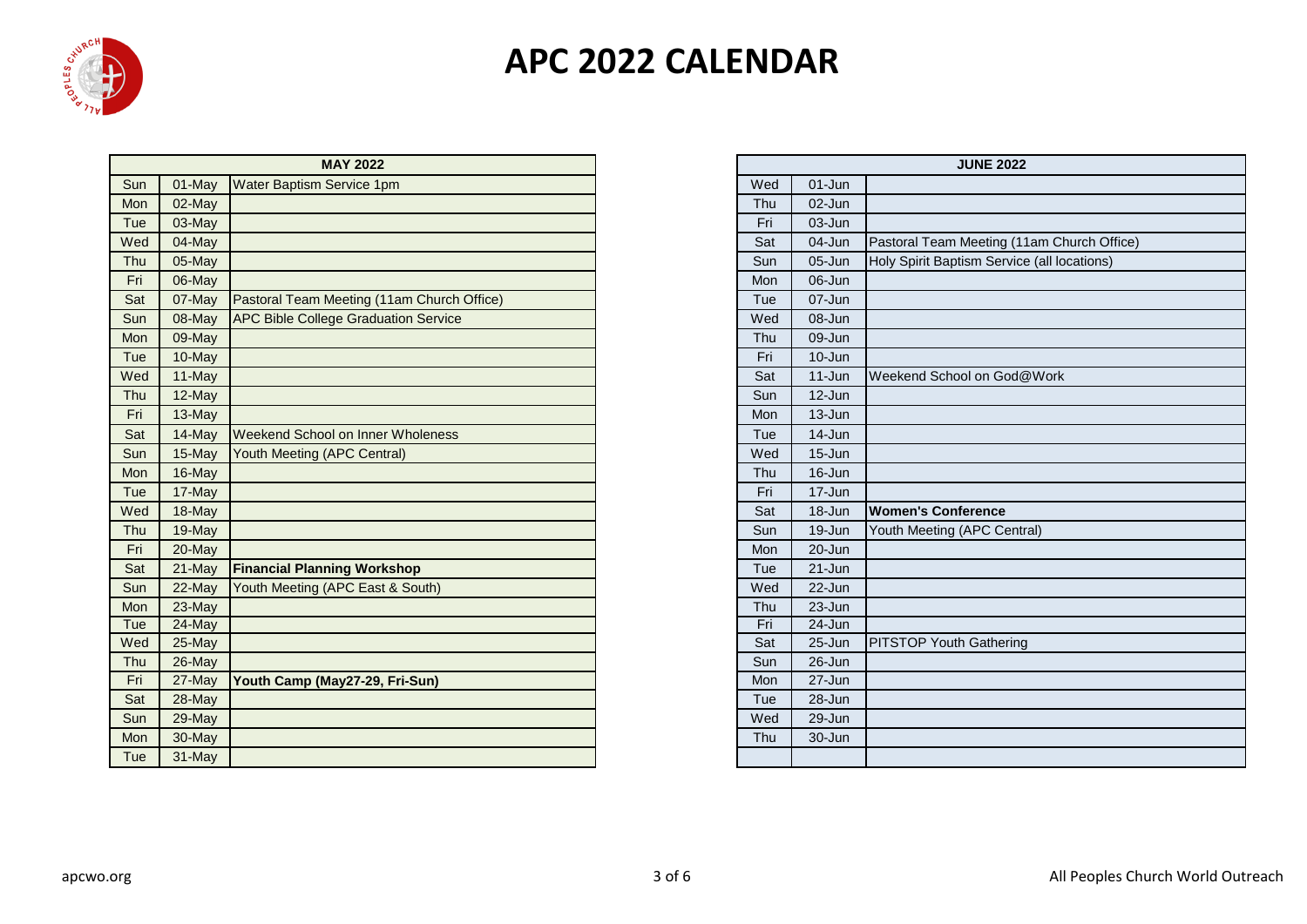# APC 2022 CALENDAR

| MAY 2022 | | |
|---|---|---|
| Sun | 01-May | Water Baptism Service 1pm |
| Mon | 02-May | |
| Tue | 03-May | |
| Wed | 04-May | |
| Thu | 05-May | |
| Fri | 06-May | |
| Sat | 07-May | Pastoral Team Meeting (11am Church Office) |
| Sun | 08-May | APC Bible College Graduation Service |
| Mon | 09-May | |
| Tue | 10-May | |
| Wed | 11-May | |
| Thu | 12-May | |
| Fri | 13-May | |
| Sat | 14-May | Weekend School on Inner Wholeness |
| Sun | 15-May | Youth Meeting (APC Central) |
| Mon | 16-May | |
| Tue | 17-May | |
| Wed | 18-May | |
| Thu | 19-May | |
| Fri | 20-May | |
| Sat | 21-May | **Financial Planning Workshop** |
| Sun | 22-May | Youth Meeting (APC East & South) |
| Mon | 23-May | |
| Tue | 24-May | |
| Wed | 25-May | |
| Thu | 26-May | |
| Fri | 27-May | **Youth Camp (May27-29, Fri-Sun)** |
| Sat | 28-May | |
| Sun | 29-May | |
| Mon | 30-May | |
| Tue | 31-May | |

| JUNE 2022 | | |
|---|---|---|
| Wed | 01-Jun | |
| Thu | 02-Jun | |
| Fri | 03-Jun | |
| Sat | 04-Jun | Pastoral Team Meeting (11am Church Office) |
| Sun | 05-Jun | Holy Spirit Baptism Service (all locations) |
| Mon | 06-Jun | |
| Tue | 07-Jun | |
| Wed | 08-Jun | |
| Thu | 09-Jun | |
| Fri | 10-Jun | |
| Sat | 11-Jun | Weekend School on God@Work |
| Sun | 12-Jun | |
| Mon | 13-Jun | |
| Tue | 14-Jun | |
| Wed | 15-Jun | |
| Thu | 16-Jun | |
| Fri | 17-Jun | |
| Sat | 18-Jun | **Women's Conference** |
| Sun | 19-Jun | Youth Meeting (APC Central) |
| Mon | 20-Jun | |
| Tue | 21-Jun | |
| Wed | 22-Jun | |
| Thu | 23-Jun | |
| Fri | 24-Jun | |
| Sat | 25-Jun | PITSTOP Youth Gathering |
| Sun | 26-Jun | |
| Mon | 27-Jun | |
| Tue | 28-Jun | |
| Wed | 29-Jun | |
| Thu | 30-Jun | |
| | | |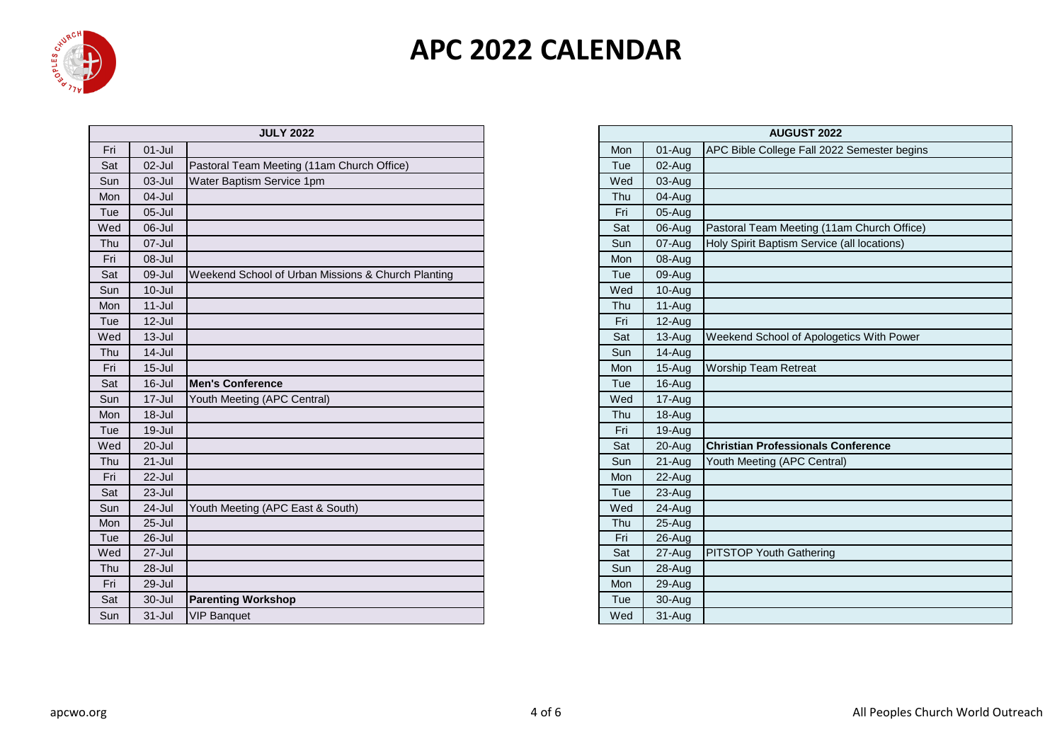# APC 2022 CALENDAR

| JULY 2022 | | |
|---|---|---|
| Fri | 01-Jul | |
| Sat | 02-Jul | Pastoral Team Meeting (11am Church Office) |
| Sun | 03-Jul | Water Baptism Service 1pm |
| Mon | 04-Jul | |
| Tue | 05-Jul | |
| Wed | 06-Jul | |
| Thu | 07-Jul | |
| Fri | 08-Jul | |
| Sat | 09-Jul | Weekend School of Urban Missions & Church Planting |
| Sun | 10-Jul | |
| Mon | 11-Jul | |
| Tue | 12-Jul | |
| Wed | 13-Jul | |
| Thu | 14-Jul | |
| Fri | 15-Jul | |
| Sat | 16-Jul | **Men's Conference** |
| Sun | 17-Jul | Youth Meeting (APC Central) |
| Mon | 18-Jul | |
| Tue | 19-Jul | |
| Wed | 20-Jul | |
| Thu | 21-Jul | |
| Fri | 22-Jul | |
| Sat | 23-Jul | |
| Sun | 24-Jul | Youth Meeting (APC East & South) |
| Mon | 25-Jul | |
| Tue | 26-Jul | |
| Wed | 27-Jul | |
| Thu | 28-Jul | |
| Fri | 29-Jul | |
| Sat | 30-Jul | **Parenting Workshop** |
| Sun | 31-Jul | VIP Banquet |

| AUGUST 2022 | | |
|---|---|---|
| Mon | 01-Aug | APC Bible College Fall 2022 Semester begins |
| Tue | 02-Aug | |
| Wed | 03-Aug | |
| Thu | 04-Aug | |
| Fri | 05-Aug | |
| Sat | 06-Aug | Pastoral Team Meeting (11am Church Office) |
| Sun | 07-Aug | Holy Spirit Baptism Service (all locations) |
| Mon | 08-Aug | |
| Tue | 09-Aug | |
| Wed | 10-Aug | |
| Thu | 11-Aug | |
| Fri | 12-Aug | |
| Sat | 13-Aug | Weekend School of Apologetics With Power |
| Sun | 14-Aug | |
| Mon | 15-Aug | Worship Team Retreat |
| Tue | 16-Aug | |
| Wed | 17-Aug | |
| Thu | 18-Aug | |
| Fri | 19-Aug | |
| Sat | 20-Aug | **Christian Professionals Conference** |
| Sun | 21-Aug | Youth Meeting (APC Central) |
| Mon | 22-Aug | |
| Tue | 23-Aug | |
| Wed | 24-Aug | |
| Thu | 25-Aug | |
| Fri | 26-Aug | |
| Sat | 27-Aug | PITSTOP Youth Gathering |
| Sun | 28-Aug | |
| Mon | 29-Aug | |
| Tue | 30-Aug | |
| Wed | 31-Aug | |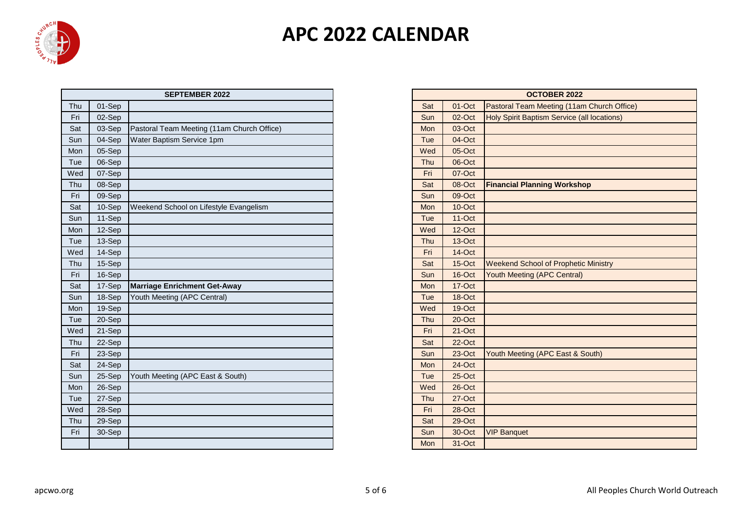# APC 2022 CALENDAR

| SEPTEMBER 2022 | | |
|---|---|---|
| Thu | 01-Sep | |
| Fri | 02-Sep | |
| Sat | 03-Sep | Pastoral Team Meeting (11am Church Office) |
| Sun | 04-Sep | Water Baptism Service 1pm |
| Mon | 05-Sep | |
| Tue | 06-Sep | |
| Wed | 07-Sep | |
| Thu | 08-Sep | |
| Fri | 09-Sep | |
| Sat | 10-Sep | Weekend School on Lifestyle Evangelism |
| Sun | 11-Sep | |
| Mon | 12-Sep | |
| Tue | 13-Sep | |
| Wed | 14-Sep | |
| Thu | 15-Sep | |
| Fri | 16-Sep | |
| Sat | 17-Sep | **Marriage Enrichment Get-Away** |
| Sun | 18-Sep | Youth Meeting (APC Central) |
| Mon | 19-Sep | |
| Tue | 20-Sep | |
| Wed | 21-Sep | |
| Thu | 22-Sep | |
| Fri | 23-Sep | |
| Sat | 24-Sep | |
| Sun | 25-Sep | Youth Meeting (APC East & South) |
| Mon | 26-Sep | |
| Tue | 27-Sep | |
| Wed | 28-Sep | |
| Thu | 29-Sep | |
| Fri | 30-Sep | |

| OCTOBER 2022 | | |
|---|---|---|
| Sat | 01-Oct | Pastoral Team Meeting (11am Church Office) |
| Sun | 02-Oct | Holy Spirit Baptism Service (all locations) |
| Mon | 03-Oct | |
| Tue | 04-Oct | |
| Wed | 05-Oct | |
| Thu | 06-Oct | |
| Fri | 07-Oct | |
| Sat | 08-Oct | **Financial Planning Workshop** |
| Sun | 09-Oct | |
| Mon | 10-Oct | |
| Tue | 11-Oct | |
| Wed | 12-Oct | |
| Thu | 13-Oct | |
| Fri | 14-Oct | |
| Sat | 15-Oct | Weekend School of Prophetic Ministry |
| Sun | 16-Oct | Youth Meeting (APC Central) |
| Mon | 17-Oct | |
| Tue | 18-Oct | |
| Wed | 19-Oct | |
| Thu | 20-Oct | |
| Fri | 21-Oct | |
| Sat | 22-Oct | |
| Sun | 23-Oct | Youth Meeting (APC East & South) |
| Mon | 24-Oct | |
| Tue | 25-Oct | |
| Wed | 26-Oct | |
| Thu | 27-Oct | |
| Fri | 28-Oct | |
| Sat | 29-Oct | |
| Sun | 30-Oct | VIP Banquet |
| Mon | 31-Oct | |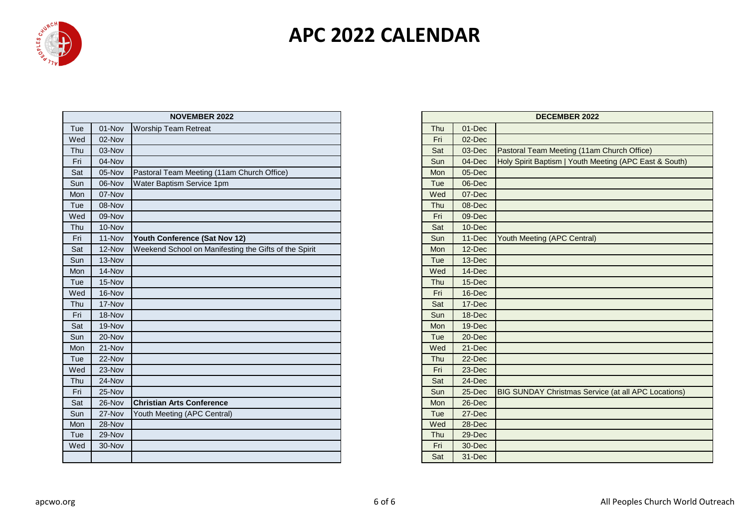# APC 2022 CALENDAR

| NOVEMBER 2022 | | |
|---|---|---|
| Tue | 01-Nov | Worship Team Retreat |
| Wed | 02-Nov | |
| Thu | 03-Nov | |
| Fri | 04-Nov | |
| Sat | 05-Nov | Pastoral Team Meeting (11am Church Office) |
| Sun | 06-Nov | Water Baptism Service 1pm |
| Mon | 07-Nov | |
| Tue | 08-Nov | |
| Wed | 09-Nov | |
| Thu | 10-Nov | |
| Fri | 11-Nov | **Youth Conference (Sat Nov 12)** |
| Sat | 12-Nov | Weekend School on Manifesting the Gifts of the Spirit |
| Sun | 13-Nov | |
| Mon | 14-Nov | |
| Tue | 15-Nov | |
| Wed | 16-Nov | |
| Thu | 17-Nov | |
| Fri | 18-Nov | |
| Sat | 19-Nov | |
| Sun | 20-Nov | |
| Mon | 21-Nov | |
| Tue | 22-Nov | |
| Wed | 23-Nov | |
| Thu | 24-Nov | |
| Fri | 25-Nov | |
| Sat | 26-Nov | **Christian Arts Conference** |
| Sun | 27-Nov | Youth Meeting (APC Central) |
| Mon | 28-Nov | |
| Tue | 29-Nov | |
| Wed | 30-Nov | |
| | | |

| DECEMBER 2022 | | |
|---|---|---|
| Thu | 01-Dec | |
| Fri | 02-Dec | |
| Sat | 03-Dec | Pastoral Team Meeting (11am Church Office) |
| Sun | 04-Dec | Holy Spirit Baptism \| Youth Meeting (APC East & South) |
| Mon | 05-Dec | |
| Tue | 06-Dec | |
| Wed | 07-Dec | |
| Thu | 08-Dec | |
| Fri | 09-Dec | |
| Sat | 10-Dec | |
| Sun | 11-Dec | Youth Meeting (APC Central) |
| Mon | 12-Dec | |
| Tue | 13-Dec | |
| Wed | 14-Dec | |
| Thu | 15-Dec | |
| Fri | 16-Dec | |
| Sat | 17-Dec | |
| Sun | 18-Dec | |
| Mon | 19-Dec | |
| Tue | 20-Dec | |
| Wed | 21-Dec | |
| Thu | 22-Dec | |
| Fri | 23-Dec | |
| Sat | 24-Dec | |
| Sun | 25-Dec | BIG SUNDAY Christmas Service (at all APC Locations) |
| Mon | 26-Dec | |
| Tue | 27-Dec | |
| Wed | 28-Dec | |
| Thu | 29-Dec | |
| Fri | 30-Dec | |
| Sat | 31-Dec | |

apcwo.org

All Peoples Church World Outreach